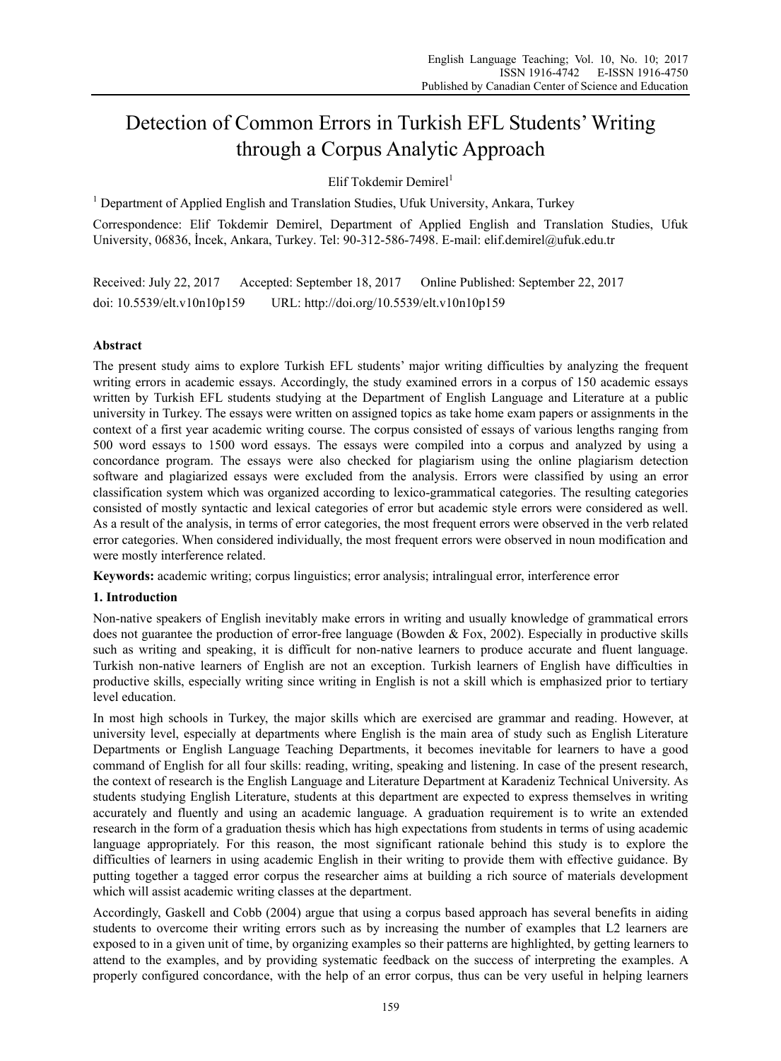# Detection of Common Errors in Turkish EFL Students' Writing through a Corpus Analytic Approach

Elif Tokdemir Demirel[1]

[1] Department of Applied English and Translation Studies, Ufuk University, Ankara, Turkey

Correspondence: Elif Tokdemir Demirel, Department of Applied English and Translation Studies, Ufuk University, 06836, İncek, Ankara, Turkey. Tel: 90-312-586-7498. E-mail: elif.demirel@ufuk.edu.tr

Received: July 22, 2017  Accepted: September 18, 2017  Online Published: September 22, 2017

doi: 10.5539/elt.v10n10p159  URL: http://doi.org/10.5539/elt.v10n10p159

**Abstract**

The present study aims to explore Turkish EFL students' major writing difficulties by analyzing the frequent writing errors in academic essays. Accordingly, the study examined errors in a corpus of 150 academic essays written by Turkish EFL students studying at the Department of English Language and Literature at a public university in Turkey. The essays were written on assigned topics as take home exam papers or assignments in the context of a first year academic writing course. The corpus consisted of essays of various lengths ranging from 500 word essays to 1500 word essays. The essays were compiled into a corpus and analyzed by using a concordance program. The essays were also checked for plagiarism using the online plagiarism detection software and plagiarized essays were excluded from the analysis. Errors were classified by using an error classification system which was organized according to lexico-grammatical categories. The resulting categories consisted of mostly syntactic and lexical categories of error but academic style errors were considered as well. As a result of the analysis, in terms of error categories, the most frequent errors were observed in the verb related error categories. When considered individually, the most frequent errors were observed in noun modification and were mostly interference related.

**Keywords:** academic writing; corpus linguistics; error analysis; intralingual error, interference error

## 1. Introduction

Non-native speakers of English inevitably make errors in writing and usually knowledge of grammatical errors does not guarantee the production of error-free language (Bowden & Fox, 2002). Especially in productive skills such as writing and speaking, it is difficult for non-native learners to produce accurate and fluent language. Turkish non-native learners of English are not an exception. Turkish learners of English have difficulties in productive skills, especially writing since writing in English is not a skill which is emphasized prior to tertiary level education.

In most high schools in Turkey, the major skills which are exercised are grammar and reading. However, at university level, especially at departments where English is the main area of study such as English Literature Departments or English Language Teaching Departments, it becomes inevitable for learners to have a good command of English for all four skills: reading, writing, speaking and listening. In case of the present research, the context of research is the English Language and Literature Department at Karadeniz Technical University. As students studying English Literature, students at this department are expected to express themselves in writing accurately and fluently and using an academic language. A graduation requirement is to write an extended research in the form of a graduation thesis which has high expectations from students in terms of using academic language appropriately. For this reason, the most significant rationale behind this study is to explore the difficulties of learners in using academic English in their writing to provide them with effective guidance. By putting together a tagged error corpus the researcher aims at building a rich source of materials development which will assist academic writing classes at the department.

Accordingly, Gaskell and Cobb (2004) argue that using a corpus based approach has several benefits in aiding students to overcome their writing errors such as by increasing the number of examples that L2 learners are exposed to in a given unit of time, by organizing examples so their patterns are highlighted, by getting learners to attend to the examples, and by providing systematic feedback on the success of interpreting the examples. A properly configured concordance, with the help of an error corpus, thus can be very useful in helping learners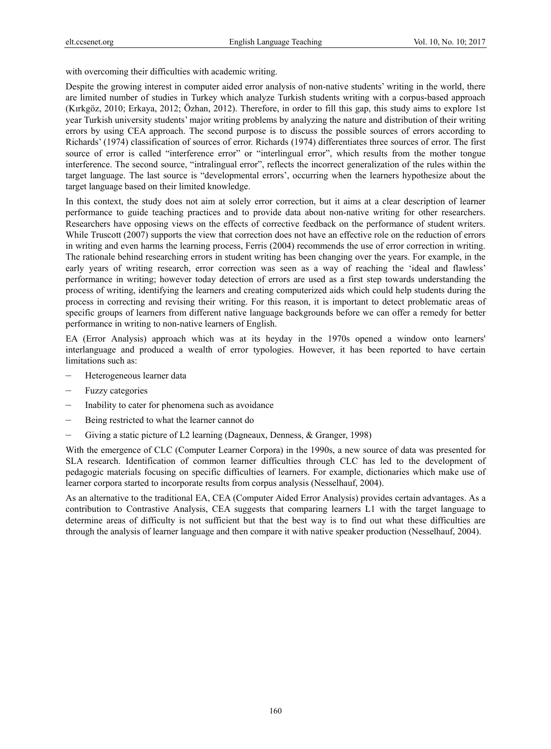with overcoming their difficulties with academic writing.

Despite the growing interest in computer aided error analysis of non-native students' writing in the world, there are limited number of studies in Turkey which analyze Turkish students writing with a corpus-based approach (Kırkgöz, 2010; Erkaya, 2012; Özhan, 2012). Therefore, in order to fill this gap, this study aims to explore 1st year Turkish university students' major writing problems by analyzing the nature and distribution of their writing errors by using CEA approach. The second purpose is to discuss the possible sources of errors according to Richards' (1974) classification of sources of error. Richards (1974) differentiates three sources of error. The first source of error is called "interference error" or "interlingual error", which results from the mother tongue interference. The second source, "intralingual error", reflects the incorrect generalization of the rules within the target language. The last source is "developmental errors', occurring when the learners hypothesize about the target language based on their limited knowledge.

In this context, the study does not aim at solely error correction, but it aims at a clear description of learner performance to guide teaching practices and to provide data about non-native writing for other researchers. Researchers have opposing views on the effects of corrective feedback on the performance of student writers. While Truscott (2007) supports the view that correction does not have an effective role on the reduction of errors in writing and even harms the learning process, Ferris (2004) recommends the use of error correction in writing. The rationale behind researching errors in student writing has been changing over the years. For example, in the early years of writing research, error correction was seen as a way of reaching the 'ideal and flawless' performance in writing; however today detection of errors are used as a first step towards understanding the process of writing, identifying the learners and creating computerized aids which could help students during the process in correcting and revising their writing. For this reason, it is important to detect problematic areas of specific groups of learners from different native language backgrounds before we can offer a remedy for better performance in writing to non-native learners of English.

EA (Error Analysis) approach which was at its heyday in the 1970s opened a window onto learners' interlanguage and produced a wealth of error typologies. However, it has been reported to have certain limitations such as:

- Heterogeneous learner data
- Fuzzy categories
- Inability to cater for phenomena such as avoidance
- Being restricted to what the learner cannot do
- Giving a static picture of L2 learning (Dagneaux, Denness, & Granger, 1998)

With the emergence of CLC (Computer Learner Corpora) in the 1990s, a new source of data was presented for SLA research. Identification of common learner difficulties through CLC has led to the development of pedagogic materials focusing on specific difficulties of learners. For example, dictionaries which make use of learner corpora started to incorporate results from corpus analysis (Nesselhauf, 2004).

As an alternative to the traditional EA, CEA (Computer Aided Error Analysis) provides certain advantages. As a contribution to Contrastive Analysis, CEA suggests that comparing learners L1 with the target language to determine areas of difficulty is not sufficient but that the best way is to find out what these difficulties are through the analysis of learner language and then compare it with native speaker production (Nesselhauf, 2004).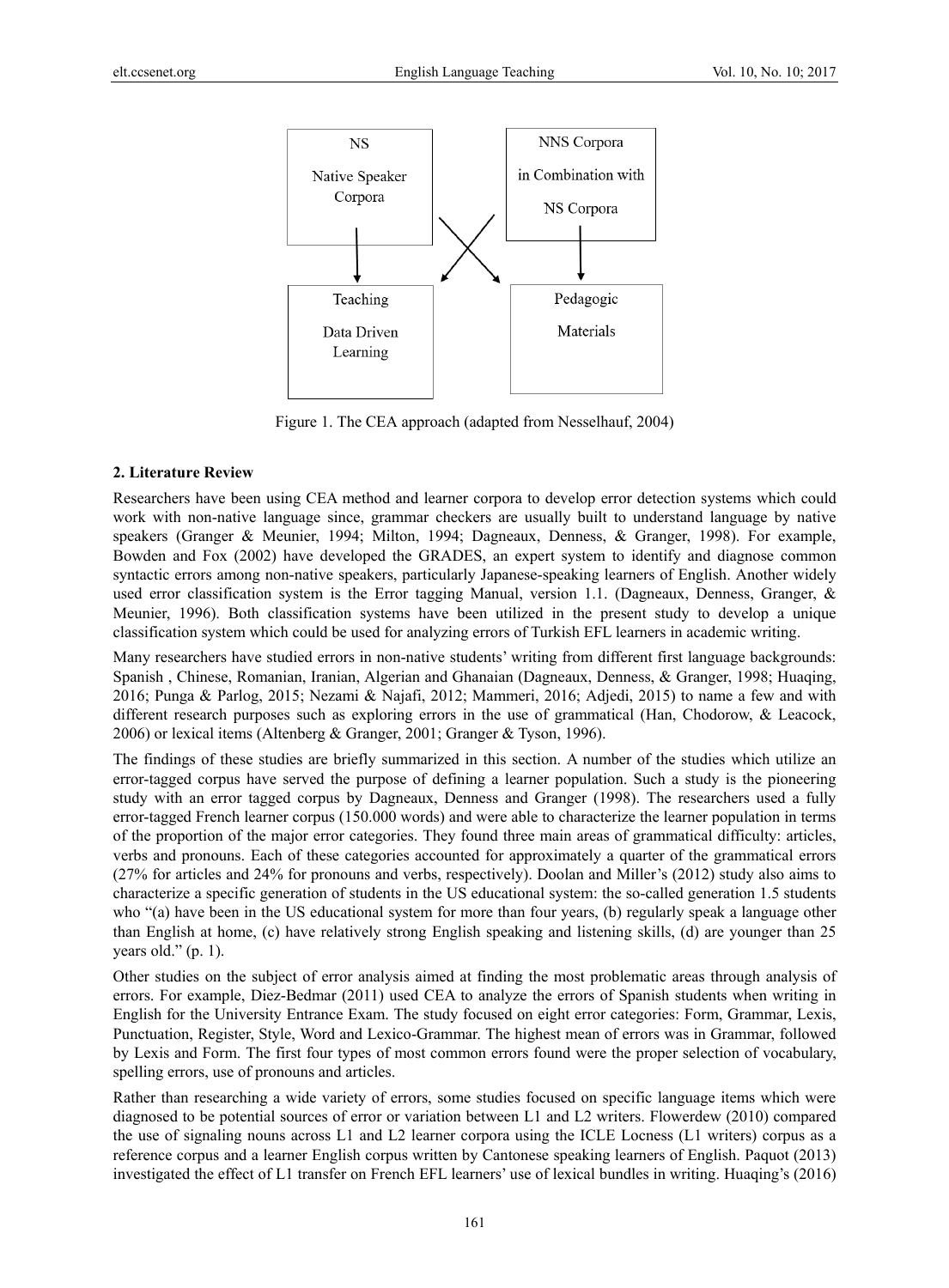NS

Native Speaker Corpora

NNS Corpora in Combination with NS Corpora

Teaching

Data Driven Learning

Pedagogic Materials

Figure 1. The CEA approach (adapted from Nesselhauf, 2004)

## 2. Literature Review

Researchers have been using CEA method and learner corpora to develop error detection systems which could work with non-native language since, grammar checkers are usually built to understand language by native speakers (Granger & Meunier, 1994; Milton, 1994; Dagneaux, Denness, & Granger, 1998). For example, Bowden and Fox (2002) have developed the GRADES, an expert system to identify and diagnose common syntactic errors among non-native speakers, particularly Japanese-speaking learners of English. Another widely used error classification system is the Error tagging Manual, version 1.1. (Dagneaux, Denness, Granger, & Meunier, 1996). Both classification systems have been utilized in the present study to develop a unique classification system which could be used for analyzing errors of Turkish EFL learners in academic writing.

Many researchers have studied errors in non-native students' writing from different first language backgrounds: Spanish , Chinese, Romanian, Iranian, Algerian and Ghanaian (Dagneaux, Denness, & Granger, 1998; Huaqing, 2016; Punga & Parlog, 2015; Nezami & Najafi, 2012; Mammeri, 2016; Adjedi, 2015) to name a few and with different research purposes such as exploring errors in the use of grammatical (Han, Chodorow, & Leacock, 2006) or lexical items (Altenberg & Granger, 2001; Granger & Tyson, 1996).

The findings of these studies are briefly summarized in this section. A number of the studies which utilize an error-tagged corpus have served the purpose of defining a learner population. Such a study is the pioneering study with an error tagged corpus by Dagneaux, Denness and Granger (1998). The researchers used a fully error-tagged French learner corpus (150.000 words) and were able to characterize the learner population in terms of the proportion of the major error categories. They found three main areas of grammatical difficulty: articles, verbs and pronouns. Each of these categories accounted for approximately a quarter of the grammatical errors (27% for articles and 24% for pronouns and verbs, respectively). Doolan and Miller's (2012) study also aims to characterize a specific generation of students in the US educational system: the so-called generation 1.5 students who "(a) have been in the US educational system for more than four years, (b) regularly speak a language other than English at home, (c) have relatively strong English speaking and listening skills, (d) are younger than 25 years old." (p. 1).

Other studies on the subject of error analysis aimed at finding the most problematic areas through analysis of errors. For example, Diez-Bedmar (2011) used CEA to analyze the errors of Spanish students when writing in English for the University Entrance Exam. The study focused on eight error categories: Form, Grammar, Lexis, Punctuation, Register, Style, Word and Lexico-Grammar. The highest mean of errors was in Grammar, followed by Lexis and Form. The first four types of most common errors found were the proper selection of vocabulary, spelling errors, use of pronouns and articles.

Rather than researching a wide variety of errors, some studies focused on specific language items which were diagnosed to be potential sources of error or variation between L1 and L2 writers. Flowerdew (2010) compared the use of signaling nouns across L1 and L2 learner corpora using the ICLE Locness (L1 writers) corpus as a reference corpus and a learner English corpus written by Cantonese speaking learners of English. Paquot (2013) investigated the effect of L1 transfer on French EFL learners' use of lexical bundles in writing. Huaqing's (2016)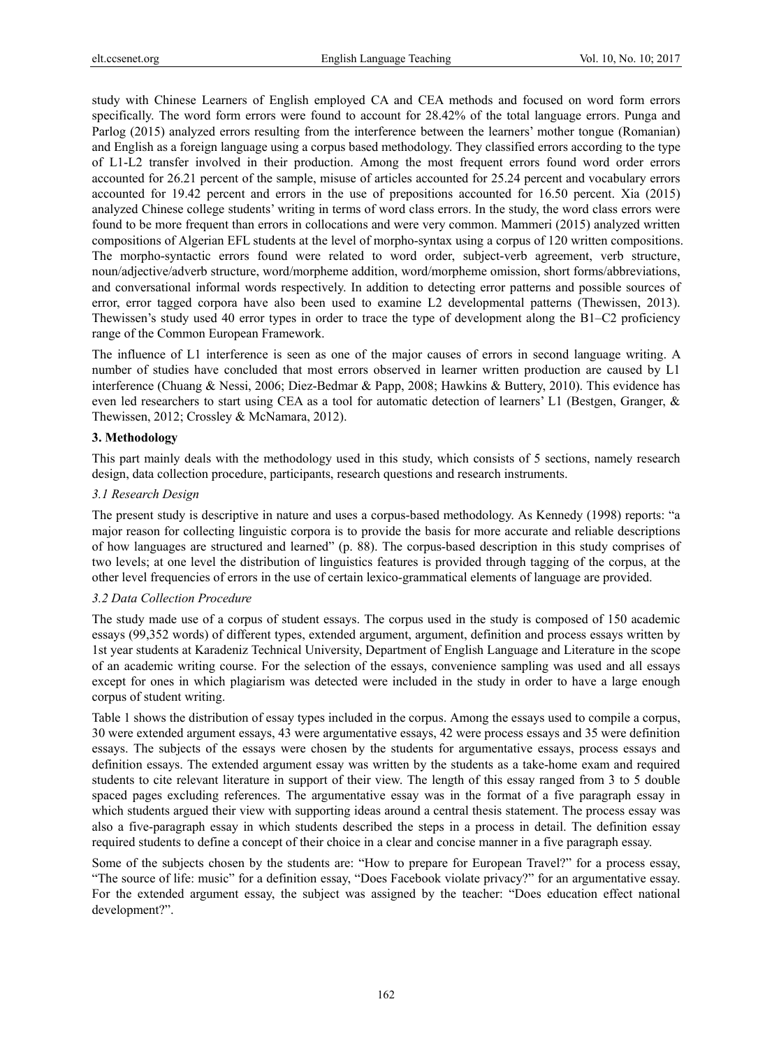study with Chinese Learners of English employed CA and CEA methods and focused on word form errors specifically. The word form errors were found to account for 28.42% of the total language errors. Punga and Parlog (2015) analyzed errors resulting from the interference between the learners' mother tongue (Romanian) and English as a foreign language using a corpus based methodology. They classified errors according to the type of L1-L2 transfer involved in their production. Among the most frequent errors found word order errors accounted for 26.21 percent of the sample, misuse of articles accounted for 25.24 percent and vocabulary errors accounted for 19.42 percent and errors in the use of prepositions accounted for 16.50 percent. Xia (2015) analyzed Chinese college students' writing in terms of word class errors. In the study, the word class errors were found to be more frequent than errors in collocations and were very common. Mammeri (2015) analyzed written compositions of Algerian EFL students at the level of morpho-syntax using a corpus of 120 written compositions. The morpho-syntactic errors found were related to word order, subject-verb agreement, verb structure, noun/adjective/adverb structure, word/morpheme addition, word/morpheme omission, short forms/abbreviations, and conversational informal words respectively. In addition to detecting error patterns and possible sources of error, error tagged corpora have also been used to examine L2 developmental patterns (Thewissen, 2013). Thewissen's study used 40 error types in order to trace the type of development along the B1–C2 proficiency range of the Common European Framework.

The influence of L1 interference is seen as one of the major causes of errors in second language writing. A number of studies have concluded that most errors observed in learner written production are caused by L1 interference (Chuang & Nessi, 2006; Diez-Bedmar & Papp, 2008; Hawkins & Buttery, 2010). This evidence has even led researchers to start using CEA as a tool for automatic detection of learners' L1 (Bestgen, Granger, & Thewissen, 2012; Crossley & McNamara, 2012).

## 3. Methodology

This part mainly deals with the methodology used in this study, which consists of 5 sections, namely research design, data collection procedure, participants, research questions and research instruments.

### 3.1 Research Design

The present study is descriptive in nature and uses a corpus-based methodology. As Kennedy (1998) reports: "a major reason for collecting linguistic corpora is to provide the basis for more accurate and reliable descriptions of how languages are structured and learned" (p. 88). The corpus-based description in this study comprises of two levels; at one level the distribution of linguistics features is provided through tagging of the corpus, at the other level frequencies of errors in the use of certain lexico-grammatical elements of language are provided.

### 3.2 Data Collection Procedure

The study made use of a corpus of student essays. The corpus used in the study is composed of 150 academic essays (99,352 words) of different types, extended argument, argument, definition and process essays written by 1st year students at Karadeniz Technical University, Department of English Language and Literature in the scope of an academic writing course. For the selection of the essays, convenience sampling was used and all essays except for ones in which plagiarism was detected were included in the study in order to have a large enough corpus of student writing.

Table 1 shows the distribution of essay types included in the corpus. Among the essays used to compile a corpus, 30 were extended argument essays, 43 were argumentative essays, 42 were process essays and 35 were definition essays. The subjects of the essays were chosen by the students for argumentative essays, process essays and definition essays. The extended argument essay was written by the students as a take-home exam and required students to cite relevant literature in support of their view. The length of this essay ranged from 3 to 5 double spaced pages excluding references. The argumentative essay was in the format of a five paragraph essay in which students argued their view with supporting ideas around a central thesis statement. The process essay was also a five-paragraph essay in which students described the steps in a process in detail. The definition essay required students to define a concept of their choice in a clear and concise manner in a five paragraph essay.

Some of the subjects chosen by the students are: "How to prepare for European Travel?" for a process essay, "The source of life: music" for a definition essay, "Does Facebook violate privacy?" for an argumentative essay. For the extended argument essay, the subject was assigned by the teacher: "Does education effect national development?".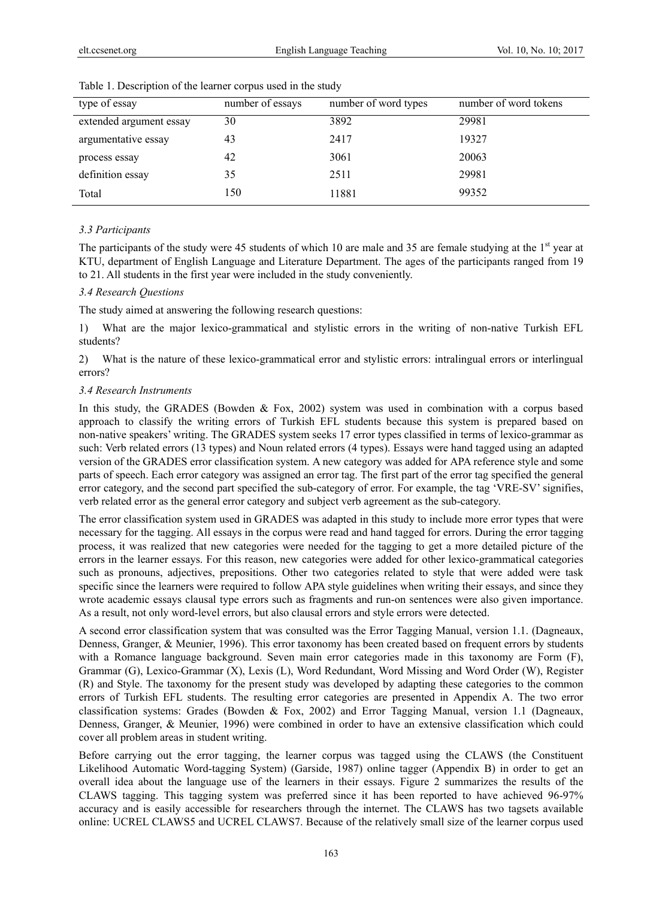Table 1. Description of the learner corpus used in the study

| type of essay | number of essays | number of word types | number of word tokens |
|---|---|---|---|
| extended argument essay | 30 | 3892 | 29981 |
| argumentative essay | 43 | 2417 | 19327 |
| process essay | 42 | 3061 | 20063 |
| definition essay | 35 | 2511 | 29981 |
| Total | 150 | 11881 | 99352 |

### *3.3 Participants*

The participants of the study were 45 students of which 10 are male and 35 are female studying at the 1st year at KTU, department of English Language and Literature Department. The ages of the participants ranged from 19 to 21. All students in the first year were included in the study conveniently.

### *3.4 Research Questions*

The study aimed at answering the following research questions:

1) What are the major lexico-grammatical and stylistic errors in the writing of non-native Turkish EFL students?

2) What is the nature of these lexico-grammatical error and stylistic errors: intralingual errors or interlingual errors?

### *3.4 Research Instruments*

In this study, the GRADES (Bowden & Fox, 2002) system was used in combination with a corpus based approach to classify the writing errors of Turkish EFL students because this system is prepared based on non-native speakers' writing. The GRADES system seeks 17 error types classified in terms of lexico-grammar as such: Verb related errors (13 types) and Noun related errors (4 types). Essays were hand tagged using an adapted version of the GRADES error classification system. A new category was added for APA reference style and some parts of speech. Each error category was assigned an error tag. The first part of the error tag specified the general error category, and the second part specified the sub-category of error. For example, the tag 'VRE-SV' signifies, verb related error as the general error category and subject verb agreement as the sub-category.

The error classification system used in GRADES was adapted in this study to include more error types that were necessary for the tagging. All essays in the corpus were read and hand tagged for errors. During the error tagging process, it was realized that new categories were needed for the tagging to get a more detailed picture of the errors in the learner essays. For this reason, new categories were added for other lexico-grammatical categories such as pronouns, adjectives, prepositions. Other two categories related to style that were added were task specific since the learners were required to follow APA style guidelines when writing their essays, and since they wrote academic essays clausal type errors such as fragments and run-on sentences were also given importance. As a result, not only word-level errors, but also clausal errors and style errors were detected.

A second error classification system that was consulted was the Error Tagging Manual, version 1.1. (Dagneaux, Denness, Granger, & Meunier, 1996). This error taxonomy has been created based on frequent errors by students with a Romance language background. Seven main error categories made in this taxonomy are Form (F), Grammar (G), Lexico-Grammar (X), Lexis (L), Word Redundant, Word Missing and Word Order (W), Register (R) and Style. The taxonomy for the present study was developed by adapting these categories to the common errors of Turkish EFL students. The resulting error categories are presented in Appendix A. The two error classification systems: Grades (Bowden & Fox, 2002) and Error Tagging Manual, version 1.1 (Dagneaux, Denness, Granger, & Meunier, 1996) were combined in order to have an extensive classification which could cover all problem areas in student writing.

Before carrying out the error tagging, the learner corpus was tagged using the CLAWS (the Constituent Likelihood Automatic Word-tagging System) (Garside, 1987) online tagger (Appendix B) in order to get an overall idea about the language use of the learners in their essays. Figure 2 summarizes the results of the CLAWS tagging. This tagging system was preferred since it has been reported to have achieved 96-97% accuracy and is easily accessible for researchers through the internet. The CLAWS has two tagsets available online: UCREL CLAWS5 and UCREL CLAWS7. Because of the relatively small size of the learner corpus used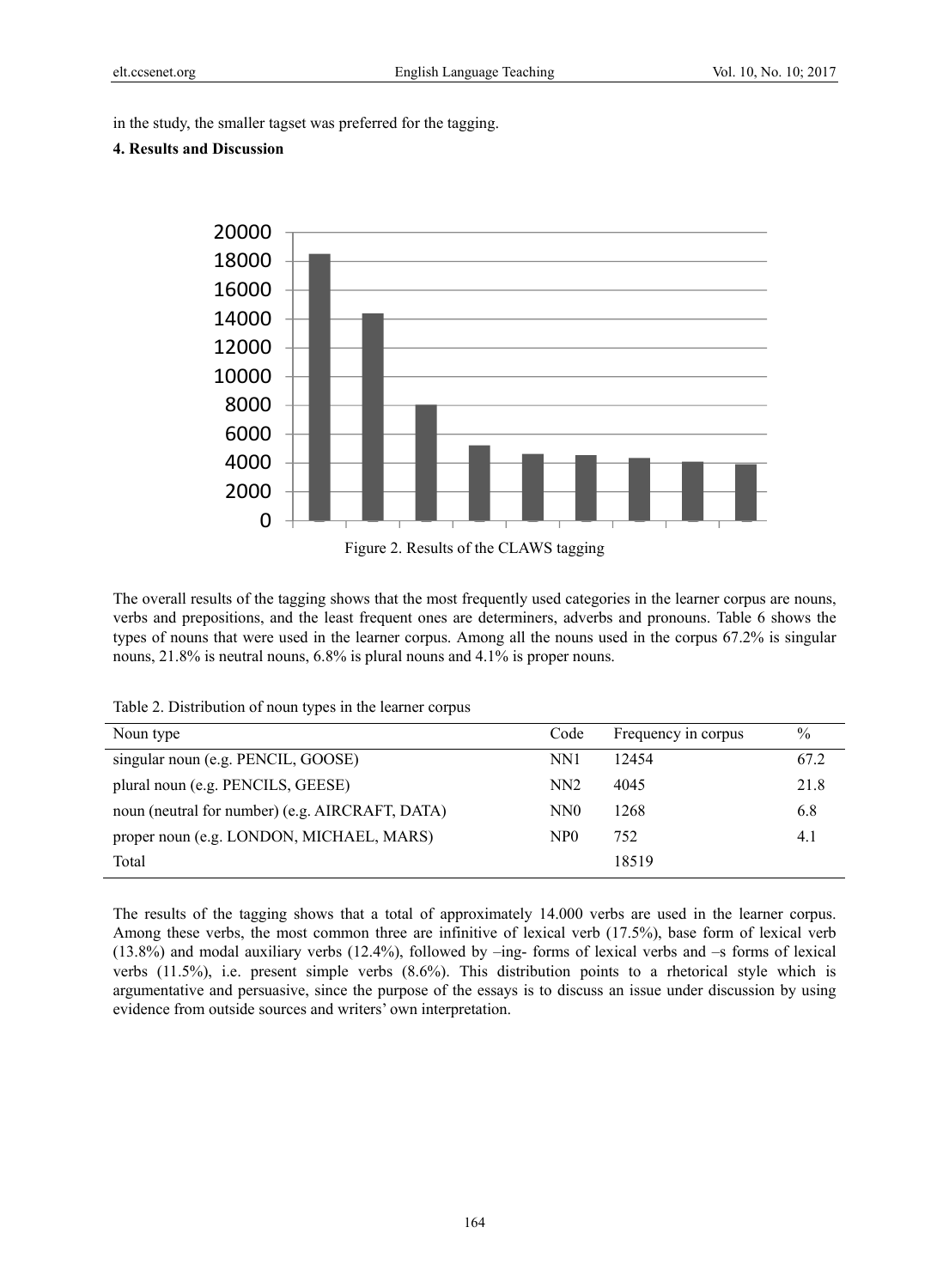in the study, the smaller tagset was preferred for the tagging.

## 4. Results and Discussion

Figure 2. Results of the CLAWS tagging

The overall results of the tagging shows that the most frequently used categories in the learner corpus are nouns, verbs and prepositions, and the least frequent ones are determiners, adverbs and pronouns. Table 6 shows the types of nouns that were used in the learner corpus. Among all the nouns used in the corpus 67.2% is singular nouns, 21.8% is neutral nouns, 6.8% is plural nouns and 4.1% is proper nouns.

Table 2. Distribution of noun types in the learner corpus

| Noun type | Code | Frequency in corpus | % |
|---|---|---|---|
| singular noun (e.g. PENCIL, GOOSE) | NN1 | 12454 | 67.2 |
| plural noun (e.g. PENCILS, GEESE) | NN2 | 4045 | 21.8 |
| noun (neutral for number) (e.g. AIRCRAFT, DATA) | NN0 | 1268 | 6.8 |
| proper noun (e.g. LONDON, MICHAEL, MARS) | NP0 | 752 | 4.1 |
| Total | | 18519 | |

The results of the tagging shows that a total of approximately 14.000 verbs are used in the learner corpus. Among these verbs, the most common three are infinitive of lexical verb (17.5%), base form of lexical verb (13.8%) and modal auxiliary verbs (12.4%), followed by –ing- forms of lexical verbs and –s forms of lexical verbs (11.5%), i.e. present simple verbs (8.6%). This distribution points to a rhetorical style which is argumentative and persuasive, since the purpose of the essays is to discuss an issue under discussion by using evidence from outside sources and writers' own interpretation.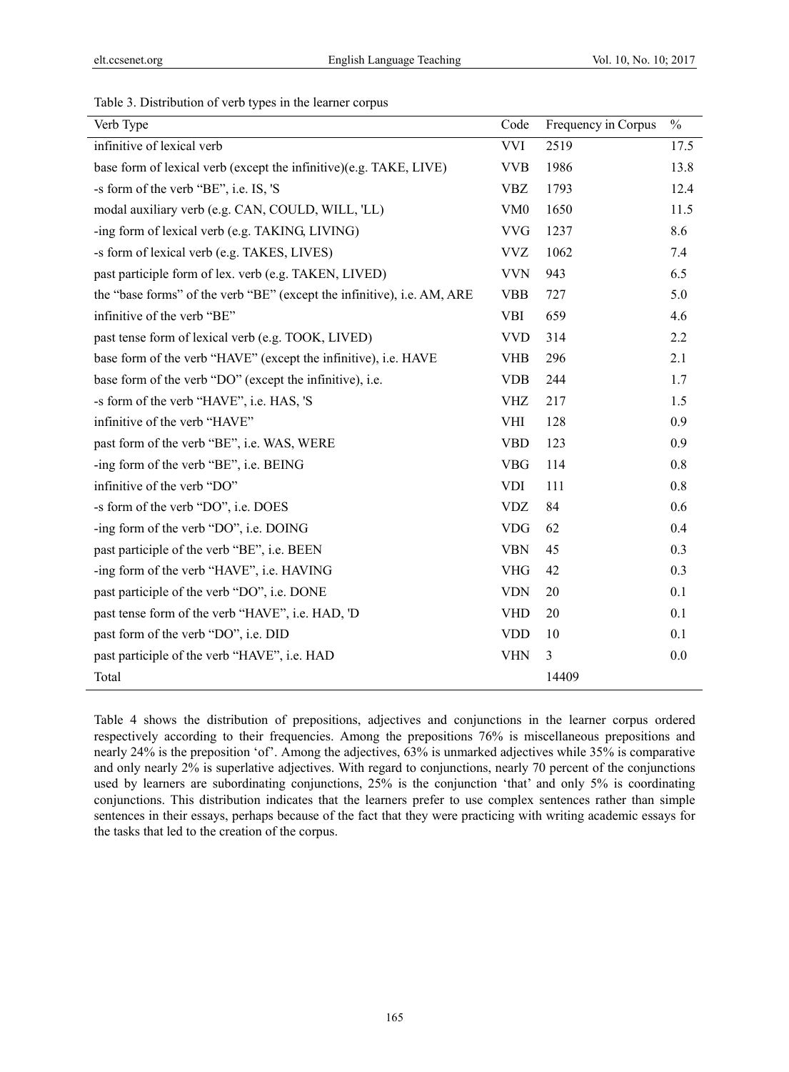Table 3. Distribution of verb types in the learner corpus

| Verb Type | Code | Frequency in Corpus | % |
|---|---|---|---|
| infinitive of lexical verb | VVI | 2519 | 17.5 |
| base form of lexical verb (except the infinitive)(e.g. TAKE, LIVE) | VVB | 1986 | 13.8 |
| -s form of the verb "BE", i.e. IS, 'S | VBZ | 1793 | 12.4 |
| modal auxiliary verb (e.g. CAN, COULD, WILL, 'LL) | VM0 | 1650 | 11.5 |
| -ing form of lexical verb (e.g. TAKING, LIVING) | VVG | 1237 | 8.6 |
| -s form of lexical verb (e.g. TAKES, LIVES) | VVZ | 1062 | 7.4 |
| past participle form of lex. verb (e.g. TAKEN, LIVED) | VVN | 943 | 6.5 |
| the "base forms" of the verb "BE" (except the infinitive), i.e. AM, ARE | VBB | 727 | 5.0 |
| infinitive of the verb "BE" | VBI | 659 | 4.6 |
| past tense form of lexical verb (e.g. TOOK, LIVED) | VVD | 314 | 2.2 |
| base form of the verb "HAVE" (except the infinitive), i.e. HAVE | VHB | 296 | 2.1 |
| base form of the verb "DO" (except the infinitive), i.e. | VDB | 244 | 1.7 |
| -s form of the verb "HAVE", i.e. HAS, 'S | VHZ | 217 | 1.5 |
| infinitive of the verb "HAVE" | VHI | 128 | 0.9 |
| past form of the verb "BE", i.e. WAS, WERE | VBD | 123 | 0.9 |
| -ing form of the verb "BE", i.e. BEING | VBG | 114 | 0.8 |
| infinitive of the verb "DO" | VDI | 111 | 0.8 |
| -s form of the verb "DO", i.e. DOES | VDZ | 84 | 0.6 |
| -ing form of the verb "DO", i.e. DOING | VDG | 62 | 0.4 |
| past participle of the verb "BE", i.e. BEEN | VBN | 45 | 0.3 |
| -ing form of the verb "HAVE", i.e. HAVING | VHG | 42 | 0.3 |
| past participle of the verb "DO", i.e. DONE | VDN | 20 | 0.1 |
| past tense form of the verb "HAVE", i.e. HAD, 'D | VHD | 20 | 0.1 |
| past form of the verb "DO", i.e. DID | VDD | 10 | 0.1 |
| past participle of the verb "HAVE", i.e. HAD | VHN | 3 | 0.0 |
| Total | | 14409 | |

Table 4 shows the distribution of prepositions, adjectives and conjunctions in the learner corpus ordered respectively according to their frequencies. Among the prepositions 76% is miscellaneous prepositions and nearly 24% is the preposition 'of'. Among the adjectives, 63% is unmarked adjectives while 35% is comparative and only nearly 2% is superlative adjectives. With regard to conjunctions, nearly 70 percent of the conjunctions used by learners are subordinating conjunctions, 25% is the conjunction 'that' and only 5% is coordinating conjunctions. This distribution indicates that the learners prefer to use complex sentences rather than simple sentences in their essays, perhaps because of the fact that they were practicing with writing academic essays for the tasks that led to the creation of the corpus.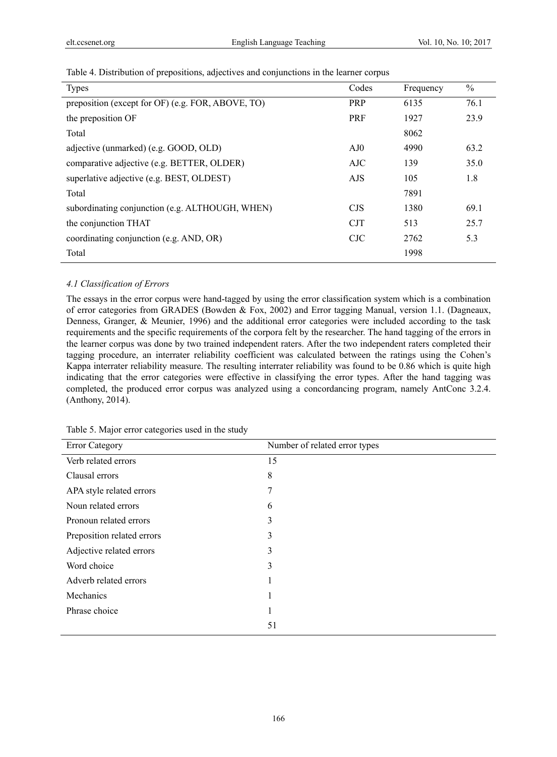Table 4. Distribution of prepositions, adjectives and conjunctions in the learner corpus

| Types | Codes | Frequency | % |
|---|---|---|---|
| preposition (except for OF) (e.g. FOR, ABOVE, TO) | PRP | 6135 | 76.1 |
| the preposition OF | PRF | 1927 | 23.9 |
| Total | | 8062 | |
| adjective (unmarked) (e.g. GOOD, OLD) | AJ0 | 4990 | 63.2 |
| comparative adjective (e.g. BETTER, OLDER) | AJC | 139 | 35.0 |
| superlative adjective (e.g. BEST, OLDEST) | AJS | 105 | 1.8 |
| Total | | 7891 | |
| subordinating conjunction (e.g. ALTHOUGH, WHEN) | CJS | 1380 | 69.1 |
| the conjunction THAT | CJT | 513 | 25.7 |
| coordinating conjunction (e.g. AND, OR) | CJC | 2762 | 5.3 |
| Total | | 1998 | |

### *4.1 Classification of Errors*

The essays in the error corpus were hand-tagged by using the error classification system which is a combination of error categories from GRADES (Bowden & Fox, 2002) and Error tagging Manual, version 1.1. (Dagneaux, Denness, Granger, & Meunier, 1996) and the additional error categories were included according to the task requirements and the specific requirements of the corpora felt by the researcher. The hand tagging of the errors in the learner corpus was done by two trained independent raters. After the two independent raters completed their tagging procedure, an interrater reliability coefficient was calculated between the ratings using the Cohen's Kappa interrater reliability measure. The resulting interrater reliability was found to be 0.86 which is quite high indicating that the error categories were effective in classifying the error types. After the hand tagging was completed, the produced error corpus was analyzed using a concordancing program, namely AntConc 3.2.4. (Anthony, 2014).

Table 5. Major error categories used in the study

| Error Category | Number of related error types |
|---|---|
| Verb related errors | 15 |
| Clausal errors | 8 |
| APA style related errors | 7 |
| Noun related errors | 6 |
| Pronoun related errors | 3 |
| Preposition related errors | 3 |
| Adjective related errors | 3 |
| Word choice | 3 |
| Adverb related errors | 1 |
| Mechanics | 1 |
| Phrase choice | 1 |
| | 51 |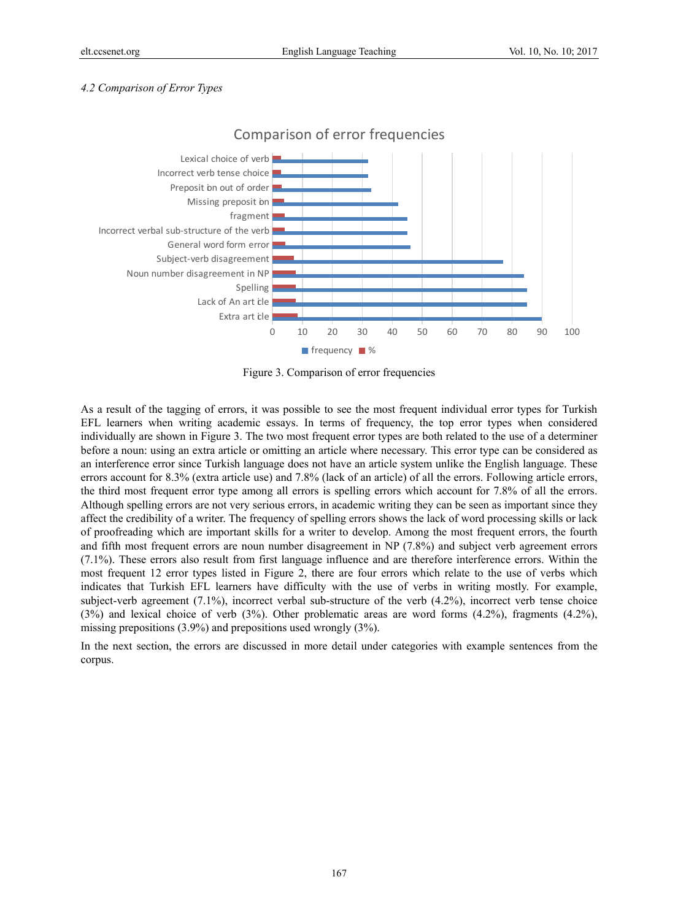### *4.2 Comparison of Error Types*

Figure 3. Comparison of error frequencies

As a result of the tagging of errors, it was possible to see the most frequent individual error types for Turkish EFL learners when writing academic essays. In terms of frequency, the top error types when considered individually are shown in Figure 3. The two most frequent error types are both related to the use of a determiner before a noun: using an extra article or omitting an article where necessary. This error type can be considered as an interference error since Turkish language does not have an article system unlike the English language. These errors account for 8.3% (extra article use) and 7.8% (lack of an article) of all the errors. Following article errors, the third most frequent error type among all errors is spelling errors which account for 7.8% of all the errors. Although spelling errors are not very serious errors, in academic writing they can be seen as important since they affect the credibility of a writer. The frequency of spelling errors shows the lack of word processing skills or lack of proofreading which are important skills for a writer to develop. Among the most frequent errors, the fourth and fifth most frequent errors are noun number disagreement in NP (7.8%) and subject verb agreement errors (7.1%). These errors also result from first language influence and are therefore interference errors. Within the most frequent 12 error types listed in Figure 2, there are four errors which relate to the use of verbs which indicates that Turkish EFL learners have difficulty with the use of verbs in writing mostly. For example, subject-verb agreement (7.1%), incorrect verbal sub-structure of the verb (4.2%), incorrect verb tense choice (3%) and lexical choice of verb (3%). Other problematic areas are word forms (4.2%), fragments (4.2%), missing prepositions (3.9%) and prepositions used wrongly (3%).

In the next section, the errors are discussed in more detail under categories with example sentences from the corpus.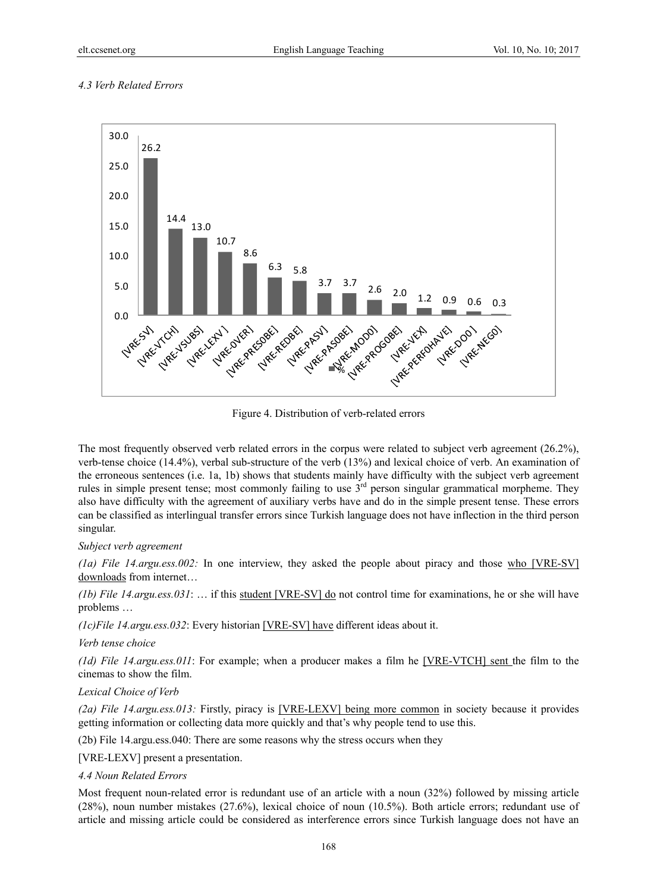*4.3 Verb Related Errors*

| Error type | % |
|---|---|
| [VRE-SV] | 26.2 |
| [VRE-VTCH] | 14.4 |
| [VRE-VSUBS] | 13.0 |
| [VRE-LEXV] | 10.7 |
| [VRE-0VER] | 8.6 |
| [VRE-PRES0BE] | 6.3 |
| [VRE-REDBE] | 5.8 |
| [VRE-PASV] | 3.7 |
| [VRE-PAS0BE] | 3.7 |
| [VRE-MOD0] | 2.6 |
| [VRE-PROG0BE] | 2.0 |
| [VRE-VEX] | 1.2 |
| [VRE-PERF0HAVE] | 0.9 |
| [VRE-DO0] | 0.6 |
| [VRE-NEG0] | 0.3 |

Figure 4. Distribution of verb-related errors

The most frequently observed verb related errors in the corpus were related to subject verb agreement (26.2%), verb-tense choice (14.4%), verbal sub-structure of the verb (13%) and lexical choice of verb. An examination of the erroneous sentences (i.e. 1a, 1b) shows that students mainly have difficulty with the subject verb agreement rules in simple present tense; most commonly failing to use 3rd person singular grammatical morpheme. They also have difficulty with the agreement of auxiliary verbs have and do in the simple present tense. These errors can be classified as interlingual transfer errors since Turkish language does not have inflection in the third person singular.

*Subject verb agreement*

*(1a) File 14.argu.ess.002:* In one interview, they asked the people about piracy and those who [VRE-SV] downloads from internet…

*(1b) File 14.argu.ess.031*: … if this student [VRE-SV] do not control time for examinations, he or she will have problems …

*(1c)File 14.argu.ess.032*: Every historian [VRE-SV] have different ideas about it.

*Verb tense choice*

*(1d) File 14.argu.ess.011*: For example; when a producer makes a film he [VRE-VTCH] sent the film to the cinemas to show the film.

*Lexical Choice of Verb*

*(2a) File 14.argu.ess.013:* Firstly, piracy is [VRE-LEXV] being more common in society because it provides getting information or collecting data more quickly and that's why people tend to use this.

(2b) File 14.argu.ess.040: There are some reasons why the stress occurs when they

[VRE-LEXV] present a presentation.

*4.4 Noun Related Errors*

Most frequent noun-related error is redundant use of an article with a noun (32%) followed by missing article (28%), noun number mistakes (27.6%), lexical choice of noun (10.5%). Both article errors; redundant use of article and missing article could be considered as interference errors since Turkish language does not have an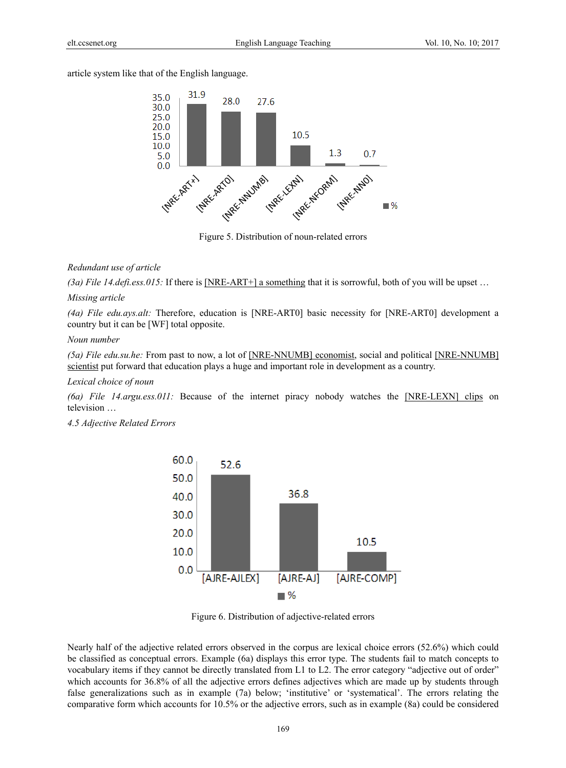article system like that of the English language.

Figure 5. Distribution of noun-related errors

*Redundant use of article*

*(3a) File 14.defi.ess.015:* If there is [NRE-ART+] a something that it is sorrowful, both of you will be upset …

*Missing article*

*(4a) File edu.ays.alt:* Therefore, education is [NRE-ART0] basic necessity for [NRE-ART0] development a country but it can be [WF] total opposite.

*Noun number*

*(5a) File edu.su.he:* From past to now, a lot of [NRE-NNUMB] economist, social and political [NRE-NNUMB] scientist put forward that education plays a huge and important role in development as a country.

*Lexical choice of noun*

*(6a) File 14.argu.ess.011:* Because of the internet piracy nobody watches the [NRE-LEXN] clips on television …

*4.5 Adjective Related Errors*

Figure 6. Distribution of adjective-related errors

Nearly half of the adjective related errors observed in the corpus are lexical choice errors (52.6%) which could be classified as conceptual errors. Example (6a) displays this error type. The students fail to match concepts to vocabulary items if they cannot be directly translated from L1 to L2. The error category "adjective out of order" which accounts for 36.8% of all the adjective errors defines adjectives which are made up by students through false generalizations such as in example (7a) below; 'institutive' or 'systematical'. The errors relating the comparative form which accounts for 10.5% or the adjective errors, such as in example (8a) could be considered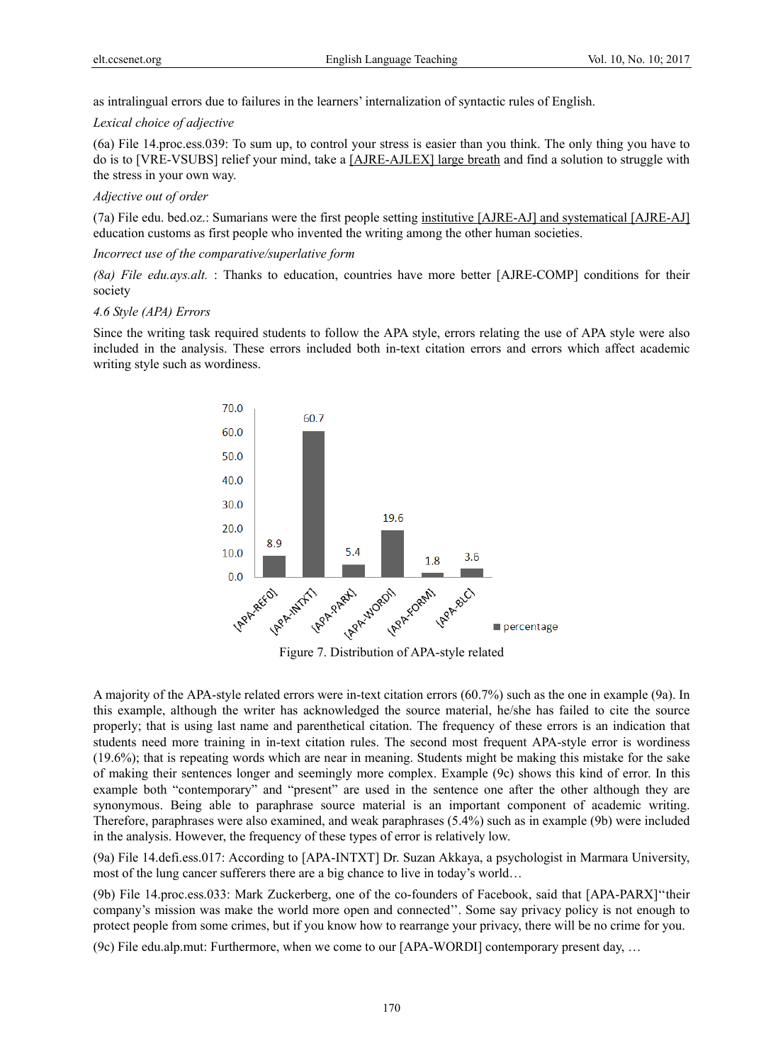as intralingual errors due to failures in the learners' internalization of syntactic rules of English.

*Lexical choice of adjective*

(6a) File 14.proc.ess.039: To sum up, to control your stress is easier than you think. The only thing you have to do is to [VRE-VSUBS] relief your mind, take a [AJRE-AJLEX] large breath and find a solution to struggle with the stress in your own way.

*Adjective out of order*

(7a) File edu. bed.oz.: Sumarians were the first people setting institutive [AJRE-AJ] and systematical [AJRE-AJ] education customs as first people who invented the writing among the other human societies.

*Incorrect use of the comparative/superlative form*

*(8a) File edu.ays.alt.* : Thanks to education, countries have more better [AJRE-COMP] conditions for their society

### *4.6 Style (APA) Errors*

Since the writing task required students to follow the APA style, errors relating the use of APA style were also included in the analysis. These errors included both in-text citation errors and errors which affect academic writing style such as wordiness.

| | percentage |
|---|---|
| [APA-REFO] | 8.9 |
| [APA-INTXT] | 60.7 |
| [APA-PARX] | 5.4 |
| [APA-WORDI] | 19.6 |
| [APA-FORM] | 1.8 |
| [APA-BLC] | 3.6 |

Figure 7. Distribution of APA-style related

A majority of the APA-style related errors were in-text citation errors (60.7%) such as the one in example (9a). In this example, although the writer has acknowledged the source material, he/she has failed to cite the source properly; that is using last name and parenthetical citation. The frequency of these errors is an indication that students need more training in in-text citation rules. The second most frequent APA-style error is wordiness (19.6%); that is repeating words which are near in meaning. Students might be making this mistake for the sake of making their sentences longer and seemingly more complex. Example (9c) shows this kind of error. In this example both "contemporary" and "present" are used in the sentence one after the other although they are synonymous. Being able to paraphrase source material is an important component of academic writing. Therefore, paraphrases were also examined, and weak paraphrases (5.4%) such as in example (9b) were included in the analysis. However, the frequency of these types of error is relatively low.

(9a) File 14.defi.ess.017: According to [APA-INTXT] Dr. Suzan Akkaya, a psychologist in Marmara University, most of the lung cancer sufferers there are a big chance to live in today's world…

(9b) File 14.proc.ess.033: Mark Zuckerberg, one of the co-founders of Facebook, said that [APA-PARX]"their company's mission was make the world more open and connected''. Some say privacy policy is not enough to protect people from some crimes, but if you know how to rearrange your privacy, there will be no crime for you.

(9c) File edu.alp.mut: Furthermore, when we come to our [APA-WORDI] contemporary present day, …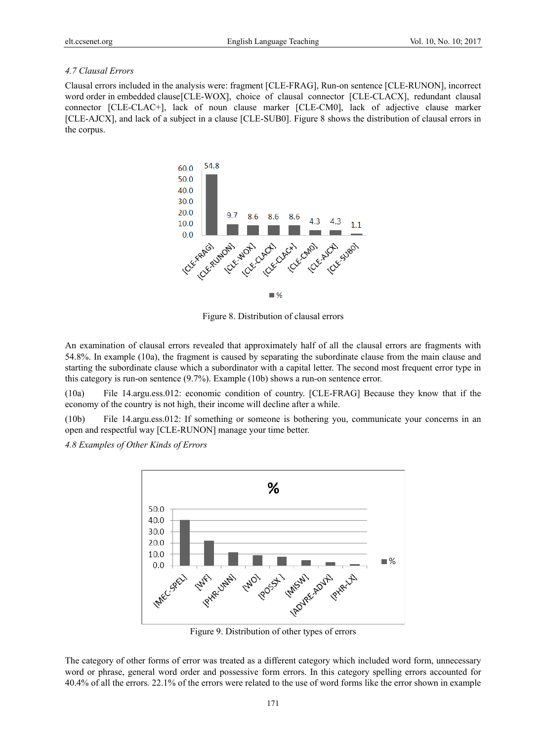*4.7 Clausal Errors*

Clausal errors included in the analysis were: fragment [CLE-FRAG], Run-on sentence [CLE-RUNON], incorrect word order in embedded clause[CLE-WOX], choice of clausal connector [CLE-CLACX], redundant clausal connector [CLE-CLAC+], lack of noun clause marker [CLE-CM0], lack of adjective clause marker [CLE-AJCX], and lack of a subject in a clause [CLE-SUB0]. Figure 8 shows the distribution of clausal errors in the corpus.

Figure 8. Distribution of clausal errors

An examination of clausal errors revealed that approximately half of all the clausal errors are fragments with 54.8%. In example (10a), the fragment is caused by separating the subordinate clause from the main clause and starting the subordinate clause which a subordinator with a capital letter. The second most frequent error type in this category is run-on sentence (9.7%). Example (10b) shows a run-on sentence error.

(10a) File 14.argu.ess.012: economic condition of country. [CLE-FRAG] Because they know that if the economy of the country is not high, their income will decline after a while.

(10b) File 14.argu.ess.012: If something or someone is bothering you, communicate your concerns in an open and respectful way [CLE-RUNON] manage your time better.

*4.8 Examples of Other Kinds of Errors*

Figure 9. Distribution of other types of errors

The category of other forms of error was treated as a different category which included word form, unnecessary word or phrase, general word order and possessive form errors. In this category spelling errors accounted for 40.4% of all the errors. 22.1% of the errors were related to the use of word forms like the error shown in example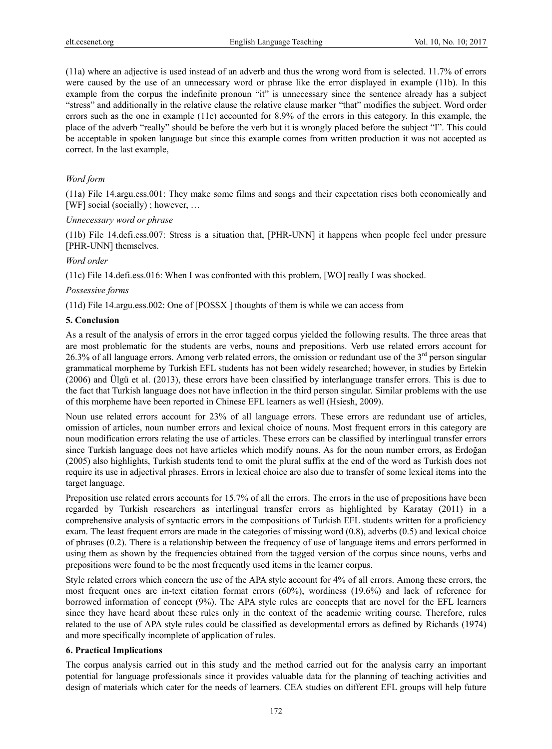(11a) where an adjective is used instead of an adverb and thus the wrong word from is selected. 11.7% of errors were caused by the use of an unnecessary word or phrase like the error displayed in example (11b). In this example from the corpus the indefinite pronoun "it" is unnecessary since the sentence already has a subject "stress" and additionally in the relative clause the relative clause marker "that" modifies the subject. Word order errors such as the one in example (11c) accounted for 8.9% of the errors in this category. In this example, the place of the adverb "really" should be before the verb but it is wrongly placed before the subject "I". This could be acceptable in spoken language but since this example comes from written production it was not accepted as correct. In the last example,

*Word form*

(11a) File 14.argu.ess.001: They make some films and songs and their expectation rises both economically and [WF] social (socially) ; however, …

*Unnecessary word or phrase*

(11b) File 14.defi.ess.007: Stress is a situation that, [PHR-UNN] it happens when people feel under pressure [PHR-UNN] themselves.

*Word order*

(11c) File 14.defi.ess.016: When I was confronted with this problem, [WO] really I was shocked.

*Possessive forms*

(11d) File 14.argu.ess.002: One of [POSSX ] thoughts of them is while we can access from

## 5. Conclusion

As a result of the analysis of errors in the error tagged corpus yielded the following results. The three areas that are most problematic for the students are verbs, nouns and prepositions. Verb use related errors account for 26.3% of all language errors. Among verb related errors, the omission or redundant use of the 3rd person singular grammatical morpheme by Turkish EFL students has not been widely researched; however, in studies by Ertekin (2006) and Ülgü et al. (2013), these errors have been classified by interlanguage transfer errors. This is due to the fact that Turkish language does not have inflection in the third person singular. Similar problems with the use of this morpheme have been reported in Chinese EFL learners as well (Hsiesh, 2009).

Noun use related errors account for 23% of all language errors. These errors are redundant use of articles, omission of articles, noun number errors and lexical choice of nouns. Most frequent errors in this category are noun modification errors relating the use of articles. These errors can be classified by interlingual transfer errors since Turkish language does not have articles which modify nouns. As for the noun number errors, as Erdoğan (2005) also highlights, Turkish students tend to omit the plural suffix at the end of the word as Turkish does not require its use in adjectival phrases. Errors in lexical choice are also due to transfer of some lexical items into the target language.

Preposition use related errors accounts for 15.7% of all the errors. The errors in the use of prepositions have been regarded by Turkish researchers as interlingual transfer errors as highlighted by Karatay (2011) in a comprehensive analysis of syntactic errors in the compositions of Turkish EFL students written for a proficiency exam. The least frequent errors are made in the categories of missing word (0.8), adverbs (0.5) and lexical choice of phrases (0.2). There is a relationship between the frequency of use of language items and errors performed in using them as shown by the frequencies obtained from the tagged version of the corpus since nouns, verbs and prepositions were found to be the most frequently used items in the learner corpus.

Style related errors which concern the use of the APA style account for 4% of all errors. Among these errors, the most frequent ones are in-text citation format errors (60%), wordiness (19.6%) and lack of reference for borrowed information of concept (9%). The APA style rules are concepts that are novel for the EFL learners since they have heard about these rules only in the context of the academic writing course. Therefore, rules related to the use of APA style rules could be classified as developmental errors as defined by Richards (1974) and more specifically incomplete of application of rules.

## 6. Practical Implications

The corpus analysis carried out in this study and the method carried out for the analysis carry an important potential for language professionals since it provides valuable data for the planning of teaching activities and design of materials which cater for the needs of learners. CEA studies on different EFL groups will help future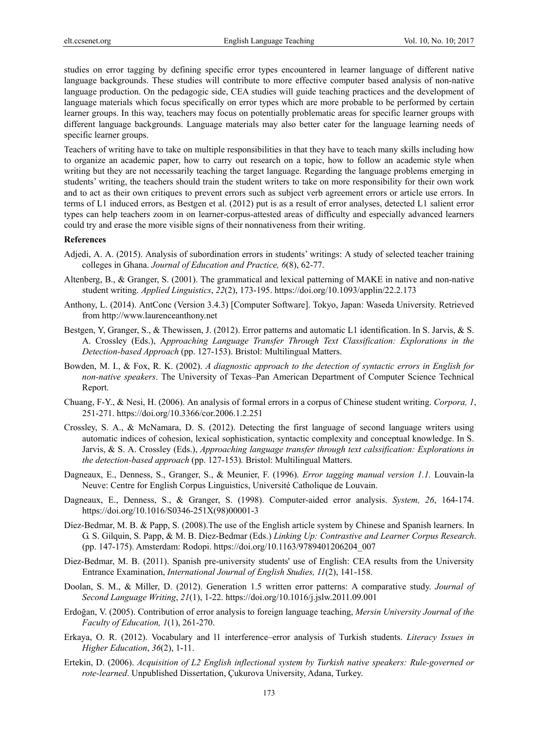studies on error tagging by defining specific error types encountered in learner language of different native language backgrounds. These studies will contribute to more effective computer based analysis of non-native language production. On the pedagogic side, CEA studies will guide teaching practices and the development of language materials which focus specifically on error types which are more probable to be performed by certain learner groups. In this way, teachers may focus on potentially problematic areas for specific learner groups with different language backgrounds. Language materials may also better cater for the language learning needs of specific learner groups.

Teachers of writing have to take on multiple responsibilities in that they have to teach many skills including how to organize an academic paper, how to carry out research on a topic, how to follow an academic style when writing but they are not necessarily teaching the target language. Regarding the language problems emerging in students' writing, the teachers should train the student writers to take on more responsibility for their own work and to act as their own critiques to prevent errors such as subject verb agreement errors or article use errors. In terms of L1 induced errors, as Bestgen et al. (2012) put is as a result of error analyses, detected L1 salient error types can help teachers zoom in on learner-corpus-attested areas of difficulty and especially advanced learners could try and erase the more visible signs of their nonnativeness from their writing.

**References**

Adjedi, A. A. (2015). Analysis of subordination errors in students' writings: A study of selected teacher training colleges in Ghana. *Journal of Education and Practice, 6*(8), 62-77.

Altenberg, B., & Granger, S. (2001). The grammatical and lexical patterning of MAKE in native and non-native student writing. *Applied Linguistics*, *22*(2), 173-195. https://doi.org/10.1093/applin/22.2.173

Anthony, L. (2014). AntConc (Version 3.4.3) [Computer Software]. Tokyo, Japan: Waseda University. Retrieved from http://www.laurenceanthony.net

Bestgen, Y, Granger, S., & Thewissen, J. (2012). Error patterns and automatic L1 identification. In S. Jarvis, & S. A. Crossley (Eds.), A*pproaching Language Transfer Through Text Classification: Explorations in the Detection-based Approach* (pp. 127-153). Bristol: Multilingual Matters.

Bowden, M. I., & Fox, R. K. (2002). *A diagnostic approach to the detection of syntactic errors in English for non-native speakers*. The University of Texas–Pan American Department of Computer Science Technical Report.

Chuang, F-Y., & Nesi, H. (2006). An analysis of formal errors in a corpus of Chinese student writing. *Corpora, 1*, 251-271. https://doi.org/10.3366/cor.2006.1.2.251

Crossley, S. A., & McNamara, D. S. (2012). Detecting the first language of second language writers using automatic indices of cohesion, lexical sophistication, syntactic complexity and conceptual knowledge. In S. Jarvis, & S. A. Crossley (Eds.), *Approaching language transfer through text calssification: Explorations in the detection-based approach* (pp. 127-153)*.* Bristol: Multilingual Matters.

Dagneaux, E., Denness, S., Granger, S., & Meunier, F. (1996). *Error tagging manual version 1.1.* Louvain-la Neuve: Centre for English Corpus Linguistics, Université Catholique de Louvain.

Dagneaux, E., Denness, S., & Granger, S. (1998). Computer-aided error analysis. *System, 26*, 164-174. https://doi.org/10.1016/S0346-251X(98)00001-3

Díez-Bedmar, M. B. & Papp, S. (2008).The use of the English article system by Chinese and Spanish learners. In G. S. Gilquin, S. Papp, & M. B. Díez-Bedmar (Eds.) *Linking Up: Contrastive and Learner Corpus Research*. (pp. 147-175). Amsterdam: Rodopi. https://doi.org/10.1163/9789401206204_007

Diez-Bedmar, M. B. (2011). Spanish pre-university students' use of English: CEA results from the University Entrance Examination, *International Journal of English Studies, 11*(2), 141-158.

Doolan, S. M., & Miller, D. (2012). Generation 1.5 written error patterns: A comparative study. *Journal of Second Language Writing*, *21*(1), 1-22. https://doi.org/10.1016/j.jslw.2011.09.001

Erdoğan, V. (2005). Contribution of error analysis to foreign language teaching, *Mersin University Journal of the Faculty of Education, 1*(1), 261-270.

Erkaya, O. R. (2012). Vocabulary and l1 interference–error analysis of Turkish students. *Literacy Issues in Higher Education*, *36*(2), 1-11.

Ertekin, D. (2006). *Acquisition of L2 English inflectional system by Turkish native speakers: Rule-governed or rote-learned*. Unpublished Dissertation, Çukurova University, Adana, Turkey.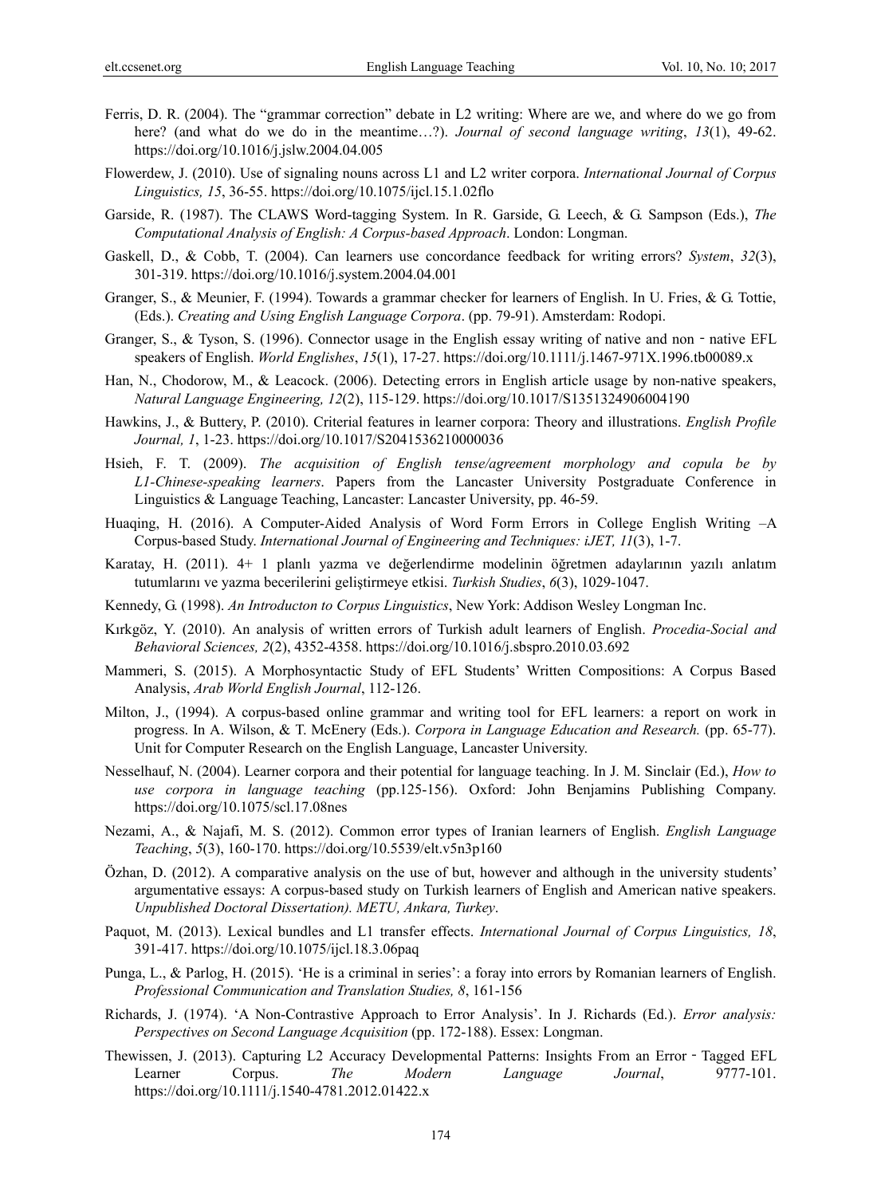Ferris, D. R. (2004). The "grammar correction" debate in L2 writing: Where are we, and where do we go from here? (and what do we do in the meantime…?). *Journal of second language writing*, *13*(1), 49-62. https://doi.org/10.1016/j.jslw.2004.04.005

Flowerdew, J. (2010). Use of signaling nouns across L1 and L2 writer corpora. *International Journal of Corpus Linguistics, 15*, 36-55. https://doi.org/10.1075/ijcl.15.1.02flo

Garside, R. (1987). The CLAWS Word-tagging System. In R. Garside, G. Leech, & G. Sampson (Eds.), *The Computational Analysis of English: A Corpus-based Approach*. London: Longman.

Gaskell, D., & Cobb, T. (2004). Can learners use concordance feedback for writing errors? *System*, *32*(3), 301-319. https://doi.org/10.1016/j.system.2004.04.001

Granger, S., & Meunier, F. (1994). Towards a grammar checker for learners of English. In U. Fries, & G. Tottie, (Eds.). *Creating and Using English Language Corpora*. (pp. 79-91). Amsterdam: Rodopi.

Granger, S., & Tyson, S. (1996). Connector usage in the English essay writing of native and non‐native EFL speakers of English. *World Englishes*, *15*(1), 17-27. https://doi.org/10.1111/j.1467-971X.1996.tb00089.x

Han, N., Chodorow, M., & Leacock. (2006). Detecting errors in English article usage by non-native speakers, *Natural Language Engineering, 12*(2), 115-129. https://doi.org/10.1017/S1351324906004190

Hawkins, J., & Buttery, P. (2010). Criterial features in learner corpora: Theory and illustrations. *English Profile Journal, 1*, 1-23. https://doi.org/10.1017/S2041536210000036

Hsieh, F. T. (2009). *The acquisition of English tense/agreement morphology and copula be by L1-Chinese-speaking learners*. Papers from the Lancaster University Postgraduate Conference in Linguistics & Language Teaching, Lancaster: Lancaster University, pp. 46-59.

Huaqing, H. (2016). A Computer-Aided Analysis of Word Form Errors in College English Writing –A Corpus-based Study. *International Journal of Engineering and Techniques: iJET, 11*(3), 1-7.

Karatay, H. (2011). 4+ 1 planlı yazma ve değerlendirme modelinin öğretmen adaylarının yazılı anlatım tutumlarını ve yazma becerilerini geliştirmeye etkisi. *Turkish Studies*, *6*(3), 1029-1047.

Kennedy, G. (1998). *An Introducton to Corpus Linguistics*, New York: Addison Wesley Longman Inc.

Kırkgöz, Y. (2010). An analysis of written errors of Turkish adult learners of English. *Procedia-Social and Behavioral Sciences, 2*(2), 4352-4358. https://doi.org/10.1016/j.sbspro.2010.03.692

Mammeri, S. (2015). A Morphosyntactic Study of EFL Students' Written Compositions: A Corpus Based Analysis, *Arab World English Journal*, 112-126.

Milton, J., (1994). A corpus-based online grammar and writing tool for EFL learners: a report on work in progress. In A. Wilson, & T. McEnery (Eds.). *Corpora in Language Education and Research.* (pp. 65-77). Unit for Computer Research on the English Language, Lancaster University.

Nesselhauf, N. (2004). Learner corpora and their potential for language teaching. In J. M. Sinclair (Ed.), *How to use corpora in language teaching* (pp.125-156). Oxford: John Benjamins Publishing Company. https://doi.org/10.1075/scl.17.08nes

Nezami, A., & Najafi, M. S. (2012). Common error types of Iranian learners of English. *English Language Teaching*, *5*(3), 160-170. https://doi.org/10.5539/elt.v5n3p160

Özhan, D. (2012). A comparative analysis on the use of but, however and although in the university students' argumentative essays: A corpus-based study on Turkish learners of English and American native speakers. *Unpublished Doctoral Dissertation). METU, Ankara, Turkey*.

Paquot, M. (2013). Lexical bundles and L1 transfer effects. *International Journal of Corpus Linguistics, 18*, 391-417. https://doi.org/10.1075/ijcl.18.3.06paq

Punga, L., & Parlog, H. (2015). 'He is a criminal in series': a foray into errors by Romanian learners of English. *Professional Communication and Translation Studies, 8*, 161-156

Richards, J. (1974). 'A Non-Contrastive Approach to Error Analysis'. In J. Richards (Ed.). *Error analysis: Perspectives on Second Language Acquisition* (pp. 172-188). Essex: Longman.

Thewissen, J. (2013). Capturing L2 Accuracy Developmental Patterns: Insights From an Error‐Tagged EFL Learner Corpus. *The Modern Language Journal*, 9777-101. https://doi.org/10.1111/j.1540-4781.2012.01422.x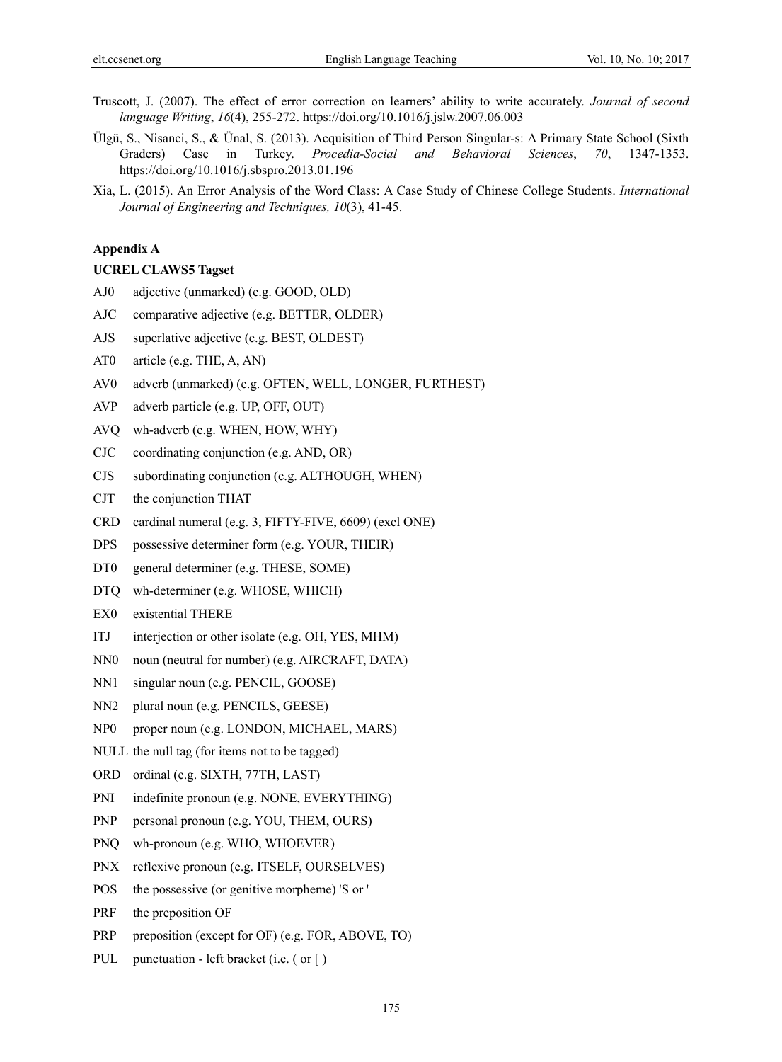Truscott, J. (2007). The effect of error correction on learners' ability to write accurately. *Journal of second language Writing*, *16*(4), 255-272. https://doi.org/10.1016/j.jslw.2007.06.003

Ülgü, S., Nisanci, S., & Ünal, S. (2013). Acquisition of Third Person Singular-s: A Primary State School (Sixth Graders) Case in Turkey. *Procedia-Social and Behavioral Sciences*, *70*, 1347-1353. https://doi.org/10.1016/j.sbspro.2013.01.196

Xia, L. (2015). An Error Analysis of the Word Class: A Case Study of Chinese College Students. *International Journal of Engineering and Techniques, 10*(3), 41-45.

**Appendix A**

**UCREL CLAWS5 Tagset**

AJ0 adjective (unmarked) (e.g. GOOD, OLD)

AJC comparative adjective (e.g. BETTER, OLDER)

AJS superlative adjective (e.g. BEST, OLDEST)

AT0 article (e.g. THE, A, AN)

AV0 adverb (unmarked) (e.g. OFTEN, WELL, LONGER, FURTHEST)

AVP adverb particle (e.g. UP, OFF, OUT)

AVQ wh-adverb (e.g. WHEN, HOW, WHY)

CJC coordinating conjunction (e.g. AND, OR)

CJS subordinating conjunction (e.g. ALTHOUGH, WHEN)

CJT the conjunction THAT

CRD cardinal numeral (e.g. 3, FIFTY-FIVE, 6609) (excl ONE)

DPS possessive determiner form (e.g. YOUR, THEIR)

DT0 general determiner (e.g. THESE, SOME)

DTQ wh-determiner (e.g. WHOSE, WHICH)

EX0 existential THERE

ITJ interjection or other isolate (e.g. OH, YES, MHM)

NN0 noun (neutral for number) (e.g. AIRCRAFT, DATA)

NN1 singular noun (e.g. PENCIL, GOOSE)

NN2 plural noun (e.g. PENCILS, GEESE)

NP0 proper noun (e.g. LONDON, MICHAEL, MARS)

NULL the null tag (for items not to be tagged)

ORD ordinal (e.g. SIXTH, 77TH, LAST)

PNI indefinite pronoun (e.g. NONE, EVERYTHING)

PNP personal pronoun (e.g. YOU, THEM, OURS)

PNQ wh-pronoun (e.g. WHO, WHOEVER)

PNX reflexive pronoun (e.g. ITSELF, OURSELVES)

POS the possessive (or genitive morpheme) 'S or '

PRF the preposition OF

PRP preposition (except for OF) (e.g. FOR, ABOVE, TO)

PUL punctuation - left bracket (i.e. ( or [ )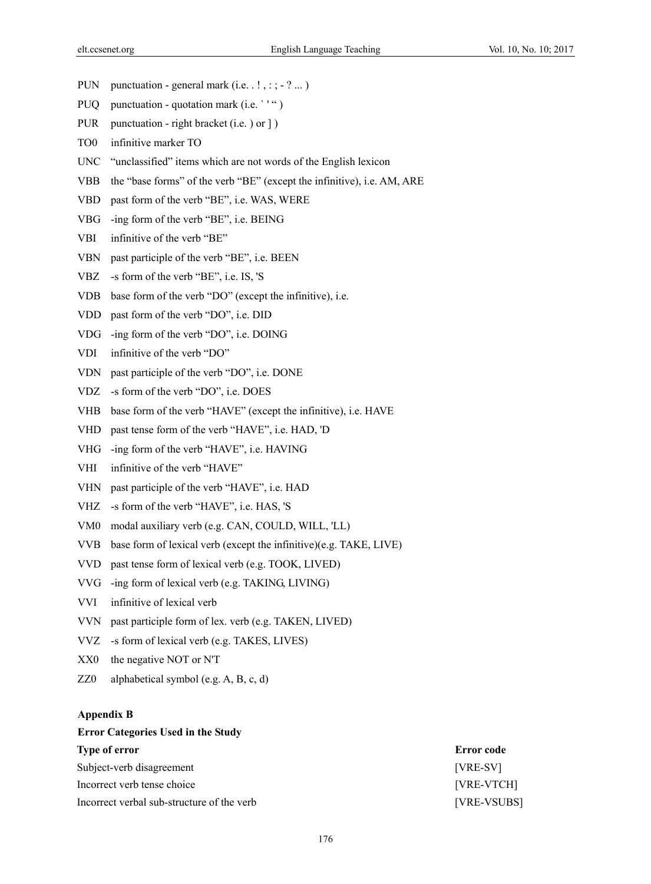PUN punctuation - general mark (i.e. . ! , : ; - ? ... )

PUQ punctuation - quotation mark (i.e. ` ' " )

PUR punctuation - right bracket (i.e. ) or ] )

TO0 infinitive marker TO

UNC "unclassified" items which are not words of the English lexicon

VBB the "base forms" of the verb "BE" (except the infinitive), i.e. AM, ARE

VBD past form of the verb "BE", i.e. WAS, WERE

VBG -ing form of the verb "BE", i.e. BEING

VBI infinitive of the verb "BE"

VBN past participle of the verb "BE", i.e. BEEN

VBZ -s form of the verb "BE", i.e. IS, 'S

VDB base form of the verb "DO" (except the infinitive), i.e.

VDD past form of the verb "DO", i.e. DID

VDG -ing form of the verb "DO", i.e. DOING

VDI infinitive of the verb "DO"

VDN past participle of the verb "DO", i.e. DONE

VDZ -s form of the verb "DO", i.e. DOES

VHB base form of the verb "HAVE" (except the infinitive), i.e. HAVE

VHD past tense form of the verb "HAVE", i.e. HAD, 'D

VHG -ing form of the verb "HAVE", i.e. HAVING

VHI infinitive of the verb "HAVE"

VHN past participle of the verb "HAVE", i.e. HAD

VHZ -s form of the verb "HAVE", i.e. HAS, 'S

VM0 modal auxiliary verb (e.g. CAN, COULD, WILL, 'LL)

VVB base form of lexical verb (except the infinitive)(e.g. TAKE, LIVE)

VVD past tense form of lexical verb (e.g. TOOK, LIVED)

VVG -ing form of lexical verb (e.g. TAKING, LIVING)

VVI infinitive of lexical verb

VVN past participle form of lex. verb (e.g. TAKEN, LIVED)

VVZ -s form of lexical verb (e.g. TAKES, LIVES)

XX0 the negative NOT or N'T

ZZ0 alphabetical symbol (e.g. A, B, c, d)

## Appendix B

**Error Categories Used in the Study**

| Type of error | Error code |
|---|---|
| Subject-verb disagreement | [VRE-SV] |
| Incorrect verb tense choice | [VRE-VTCH] |
| Incorrect verbal sub-structure of the verb | [VRE-VSUBS] |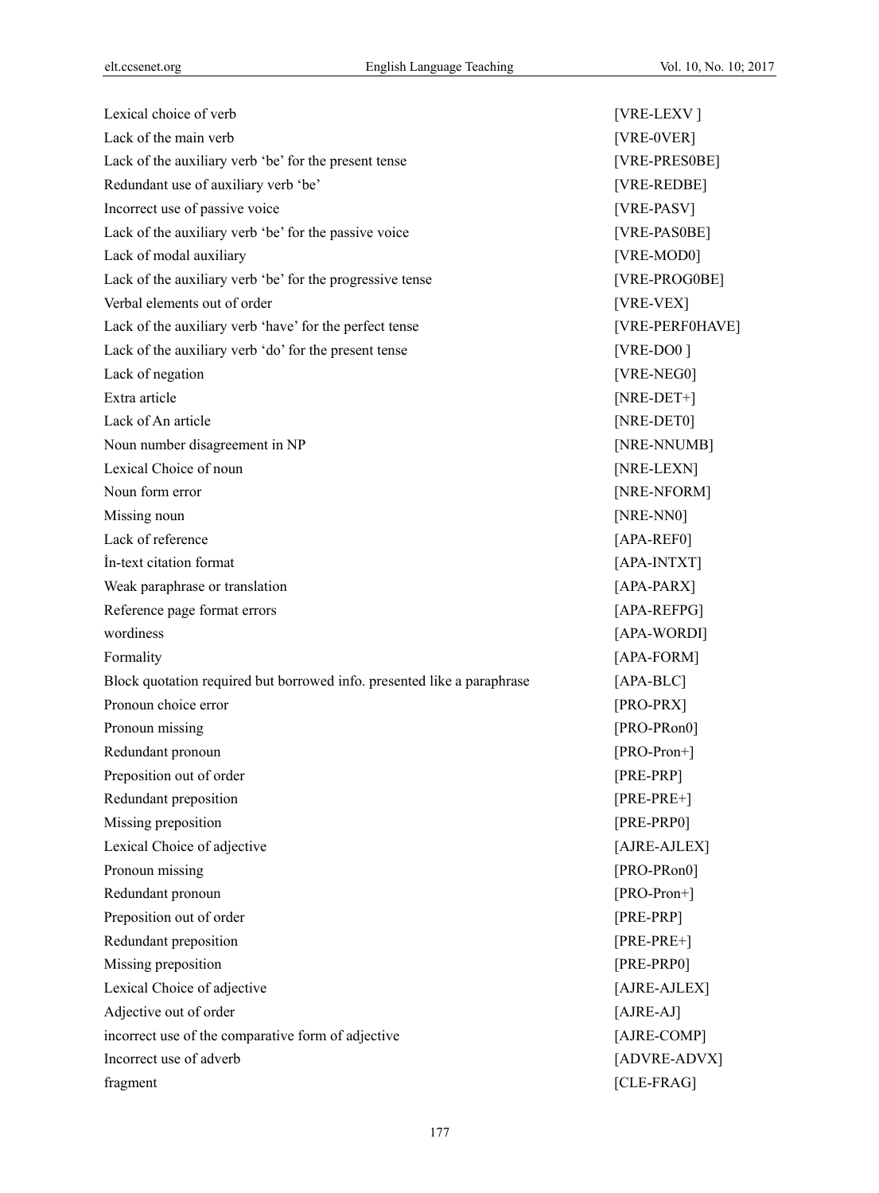| | |
|---|---|
| Lexical choice of verb | [VRE-LEXV ] |
| Lack of the main verb | [VRE-0VER] |
| Lack of the auxiliary verb 'be' for the present tense | [VRE-PRES0BE] |
| Redundant use of auxiliary verb 'be' | [VRE-REDBE] |
| Incorrect use of passive voice | [VRE-PASV] |
| Lack of the auxiliary verb 'be' for the passive voice | [VRE-PAS0BE] |
| Lack of modal auxiliary | [VRE-MOD0] |
| Lack of the auxiliary verb 'be' for the progressive tense | [VRE-PROG0BE] |
| Verbal elements out of order | [VRE-VEX] |
| Lack of the auxiliary verb 'have' for the perfect tense | [VRE-PERF0HAVE] |
| Lack of the auxiliary verb 'do' for the present tense | [VRE-DO0 ] |
| Lack of negation | [VRE-NEG0] |
| Extra article | [NRE-DET+] |
| Lack of An article | [NRE-DET0] |
| Noun number disagreement in NP | [NRE-NNUMB] |
| Lexical Choice of noun | [NRE-LEXN] |
| Noun form error | [NRE-NFORM] |
| Missing noun | [NRE-NN0] |
| Lack of reference | [APA-REF0] |
| İn-text citation format | [APA-INTXT] |
| Weak paraphrase or translation | [APA-PARX] |
| Reference page format errors | [APA-REFPG] |
| wordiness | [APA-WORDI] |
| Formality | [APA-FORM] |
| Block quotation required but borrowed info. presented like a paraphrase | [APA-BLC] |
| Pronoun choice error | [PRO-PRX] |
| Pronoun missing | [PRO-PRon0] |
| Redundant pronoun | [PRO-Pron+] |
| Preposition out of order | [PRE-PRP] |
| Redundant preposition | [PRE-PRE+] |
| Missing preposition | [PRE-PRP0] |
| Lexical Choice of adjective | [AJRE-AJLEX] |
| Pronoun missing | [PRO-PRon0] |
| Redundant pronoun | [PRO-Pron+] |
| Preposition out of order | [PRE-PRP] |
| Redundant preposition | [PRE-PRE+] |
| Missing preposition | [PRE-PRP0] |
| Lexical Choice of adjective | [AJRE-AJLEX] |
| Adjective out of order | [AJRE-AJ] |
| incorrect use of the comparative form of adjective | [AJRE-COMP] |
| Incorrect use of adverb | [ADVRE-ADVX] |
| fragment | [CLE-FRAG] |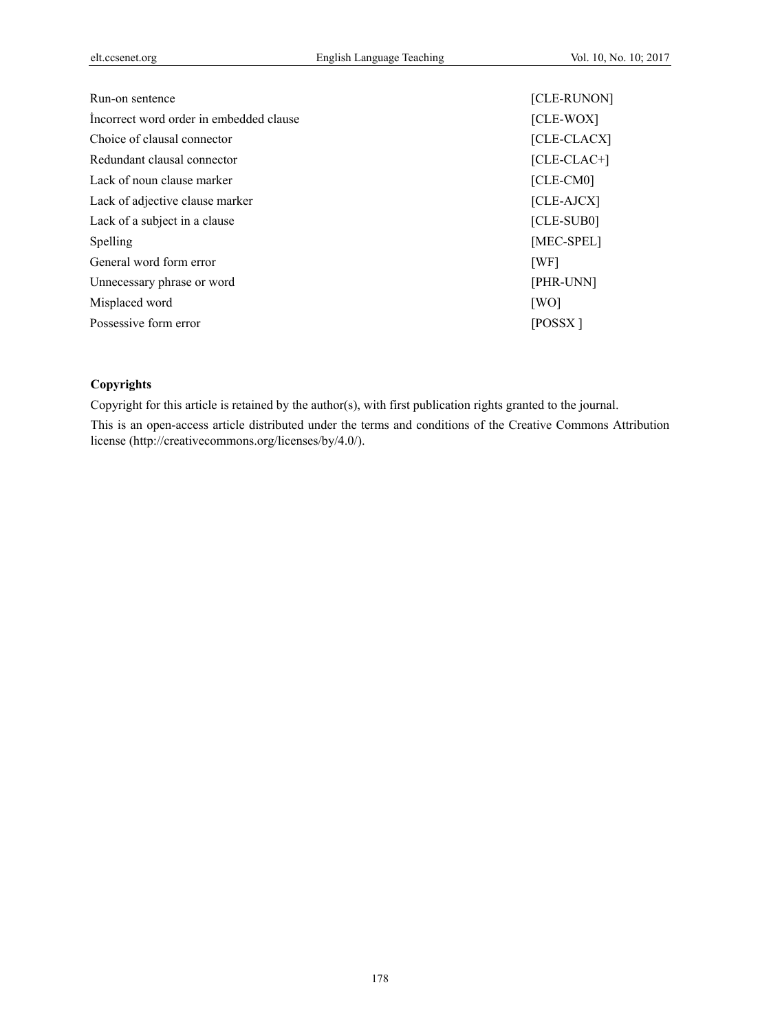| | |
|---|---|
| Run-on sentence | [CLE-RUNON] |
| İncorrect word order in embedded clause | [CLE-WOX] |
| Choice of clausal connector | [CLE-CLACX] |
| Redundant clausal connector | [CLE-CLAC+] |
| Lack of noun clause marker | [CLE-CM0] |
| Lack of adjective clause marker | [CLE-AJCX] |
| Lack of a subject in a clause | [CLE-SUB0] |
| Spelling | [MEC-SPEL] |
| General word form error | [WF] |
| Unnecessary phrase or word | [PHR-UNN] |
| Misplaced word | [WO] |
| Possessive form error | [POSSX ] |

**Copyrights**

Copyright for this article is retained by the author(s), with first publication rights granted to the journal.

This is an open-access article distributed under the terms and conditions of the Creative Commons Attribution license (http://creativecommons.org/licenses/by/4.0/).